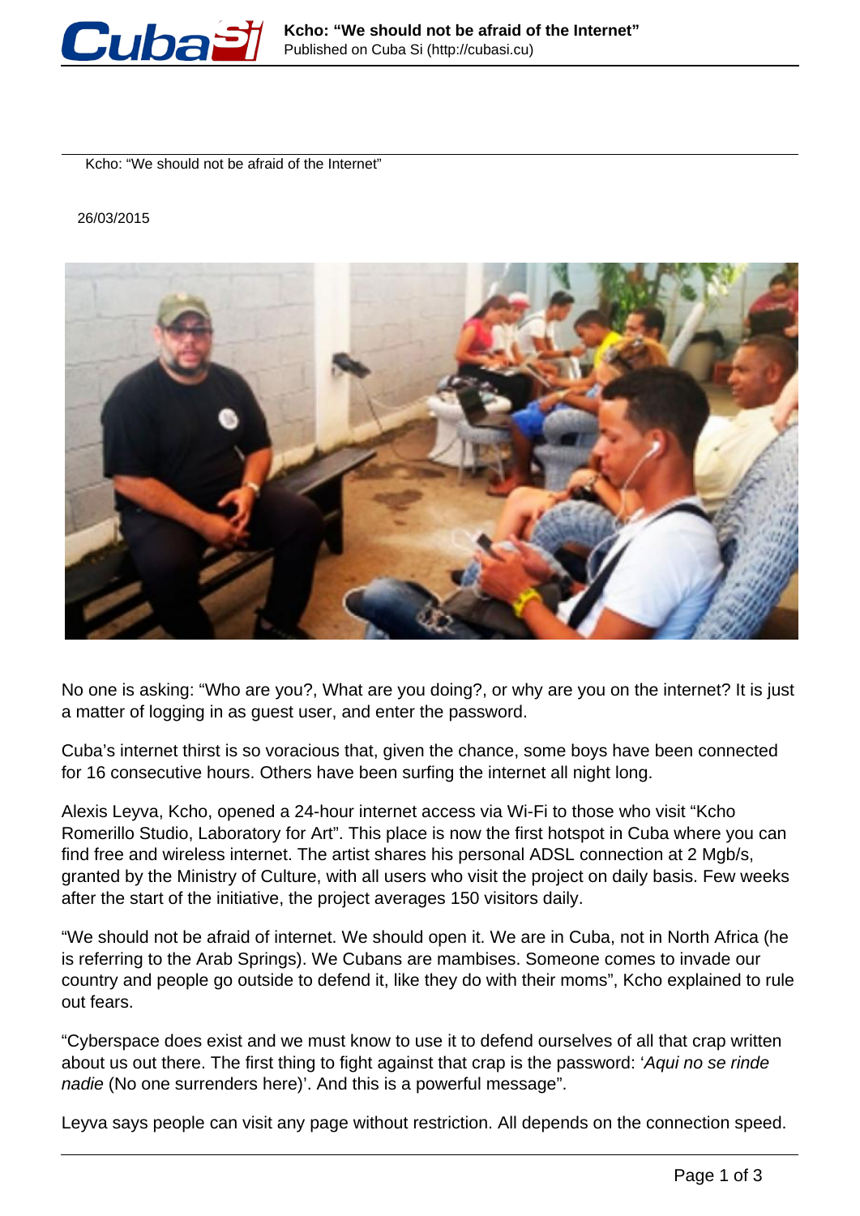# Kcho: "We should not be afraid of the Internet"

26/03/2015

No one is asking: "Who are you?, What are you doing?, or why are you on the internet? It is just a matter of logging in as guest user, and enter the password.

Cuba's internet thirst is so voracious that, given the chance, some boys have been connected for 16 consecutive hours. Others have been surfing the internet all night long.

Alexis Leyva, Kcho, opened a 24-hour internet access via Wi-Fi to those who visit "Kcho Romerillo Studio, Laboratory for Art". This place is now the first hotspot in Cuba where you can find free and wireless internet. The artist shares his personal ADSL connection at 2 Mgb/s, granted by the Ministry of Culture, with all users who visit the project on daily basis. Few weeks after the start of the initiative, the project averages 150 visitors daily.

"We should not be afraid of internet. We should open it. We are in Cuba, not in North Africa (he is referring to the Arab Springs). We Cubans are mambises. Someone comes to invade our country and people go outside to defend it, like they do with their moms", Kcho explained to rule out fears.

"Cyberspace does exist and we must know to use it to defend ourselves of all that crap written about us out there. The first thing to fight against that crap is the password: '*Aqui no se rinde nadie* (No one surrenders here)'. And this is a powerful message".

Leyva says people can visit any page without restriction. All depends on the connection speed.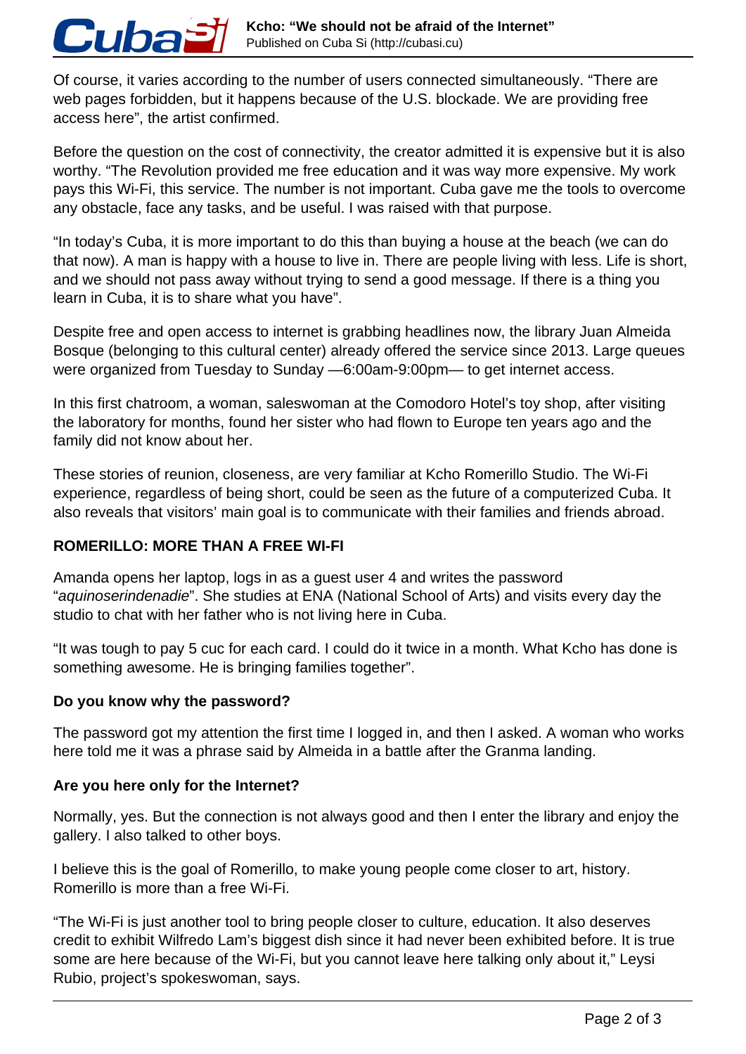Of course, it varies according to the number of users connected simultaneously. “There are web pages forbidden, but it happens because of the U.S. blockade. We are providing free access here”, the artist confirmed.

Before the question on the cost of connectivity, the creator admitted it is expensive but it is also worthy. “The Revolution provided me free education and it was way more expensive. My work pays this Wi-Fi, this service. The number is not important. Cuba gave me the tools to overcome any obstacle, face any tasks, and be useful. I was raised with that purpose.

“In today’s Cuba, it is more important to do this than buying a house at the beach (we can do that now). A man is happy with a house to live in. There are people living with less. Life is short, and we should not pass away without trying to send a good message. If there is a thing you learn in Cuba, it is to share what you have”.

Despite free and open access to internet is grabbing headlines now, the library Juan Almeida Bosque (belonging to this cultural center) already offered the service since 2013. Large queues were organized from Tuesday to Sunday —6:00am-9:00pm— to get internet access.

In this first chatroom, a woman, saleswoman at the Comodoro Hotel’s toy shop, after visiting the laboratory for months, found her sister who had flown to Europe ten years ago and the family did not know about her.

These stories of reunion, closeness, are very familiar at Kcho Romerillo Studio. The Wi-Fi experience, regardless of being short, could be seen as the future of a computerized Cuba. It also reveals that visitors’ main goal is to communicate with their families and friends abroad.

**ROMERILLO: MORE THAN A FREE WI-FI**

Amanda opens her laptop, logs in as a guest user 4 and writes the password “*aquinoserindenadie*”. She studies at ENA (National School of Arts) and visits every day the studio to chat with her father who is not living here in Cuba.

“It was tough to pay 5 cuc for each card. I could do it twice in a month. What Kcho has done is something awesome. He is bringing families together”.

**Do you know why the password?**

The password got my attention the first time I logged in, and then I asked. A woman who works here told me it was a phrase said by Almeida in a battle after the Granma landing.

**Are you here only for the Internet?**

Normally, yes. But the connection is not always good and then I enter the library and enjoy the gallery. I also talked to other boys.

I believe this is the goal of Romerillo, to make young people come closer to art, history. Romerillo is more than a free Wi-Fi.

“The Wi-Fi is just another tool to bring people closer to culture, education. It also deserves credit to exhibit Wilfredo Lam’s biggest dish since it had never been exhibited before. It is true some are here because of the Wi-Fi, but you cannot leave here talking only about it,” Leysi Rubio, project’s spokeswoman, says.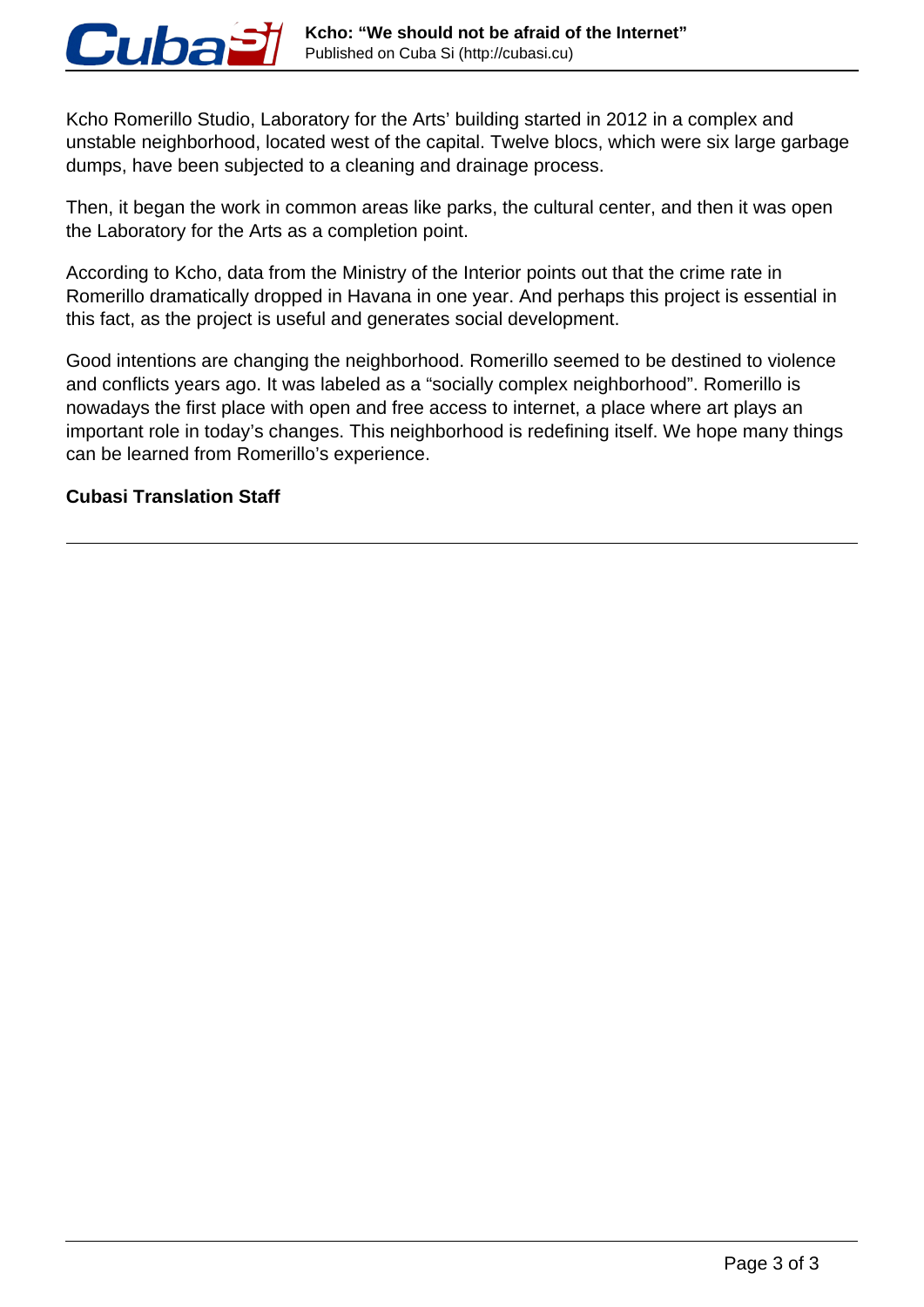Kcho Romerillo Studio, Laboratory for the Arts' building started in 2012 in a complex and unstable neighborhood, located west of the capital. Twelve blocs, which were six large garbage dumps, have been subjected to a cleaning and drainage process.

Then, it began the work in common areas like parks, the cultural center, and then it was open the Laboratory for the Arts as a completion point.

According to Kcho, data from the Ministry of the Interior points out that the crime rate in Romerillo dramatically dropped in Havana in one year. And perhaps this project is essential in this fact, as the project is useful and generates social development.

Good intentions are changing the neighborhood. Romerillo seemed to be destined to violence and conflicts years ago. It was labeled as a "socially complex neighborhood". Romerillo is nowadays the first place with open and free access to internet, a place where art plays an important role in today's changes. This neighborhood is redefining itself. We hope many things can be learned from Romerillo's experience.

**Cubasi Translation Staff**